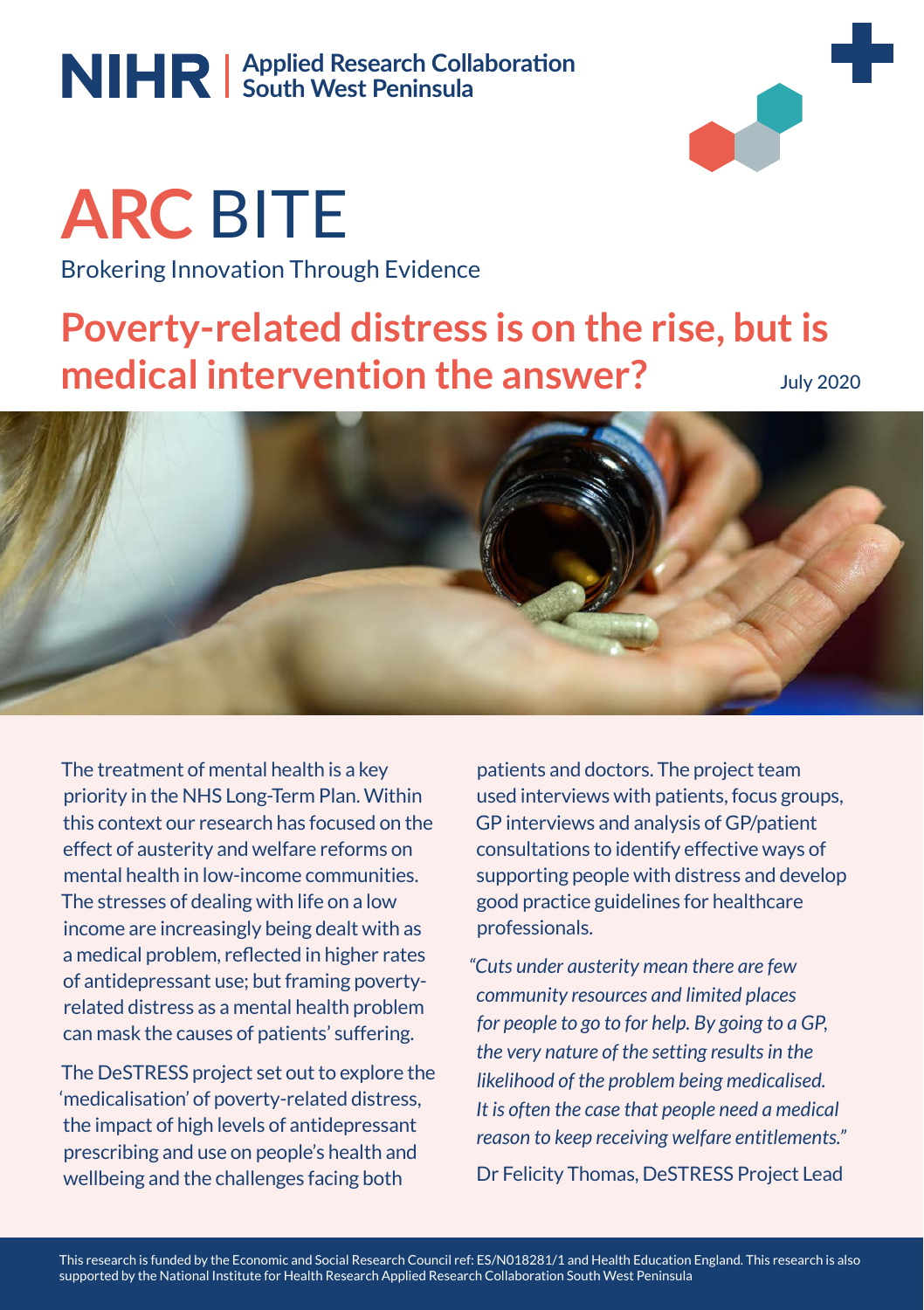NIHR | Applied Research Collaboration South West Peninsula

# ARC BITE

Brokering Innovation Through Evidence

## Poverty-related distress is on the rise, but is medical intervention the answer?

July 2020

The treatment of mental health is a key priority in the NHS Long-Term Plan. Within this context our research has focused on the effect of austerity and welfare reforms on mental health in low-income communities. The stresses of dealing with life on a low income are increasingly being dealt with as a medical problem, reflected in higher rates of antidepressant use; but framing poverty-related distress as a mental health problem can mask the causes of patients' suffering.

The DeSTRESS project set out to explore the 'medicalisation' of poverty-related distress, the impact of high levels of antidepressant prescribing and use on people's health and wellbeing and the challenges facing both patients and doctors. The project team used interviews with patients, focus groups, GP interviews and analysis of GP/patient consultations to identify effective ways of supporting people with distress and develop good practice guidelines for healthcare professionals.

*"Cuts under austerity mean there are few community resources and limited places for people to go to for help. By going to a GP, the very nature of the setting results in the likelihood of the problem being medicalised. It is often the case that people need a medical reason to keep receiving welfare entitlements."*

Dr Felicity Thomas, DeSTRESS Project Lead

This research is funded by the Economic and Social Research Council ref: ES/N018281/1 and Health Education England. This research is also supported by the National Institute for Health Research Applied Research Collaboration South West Peninsula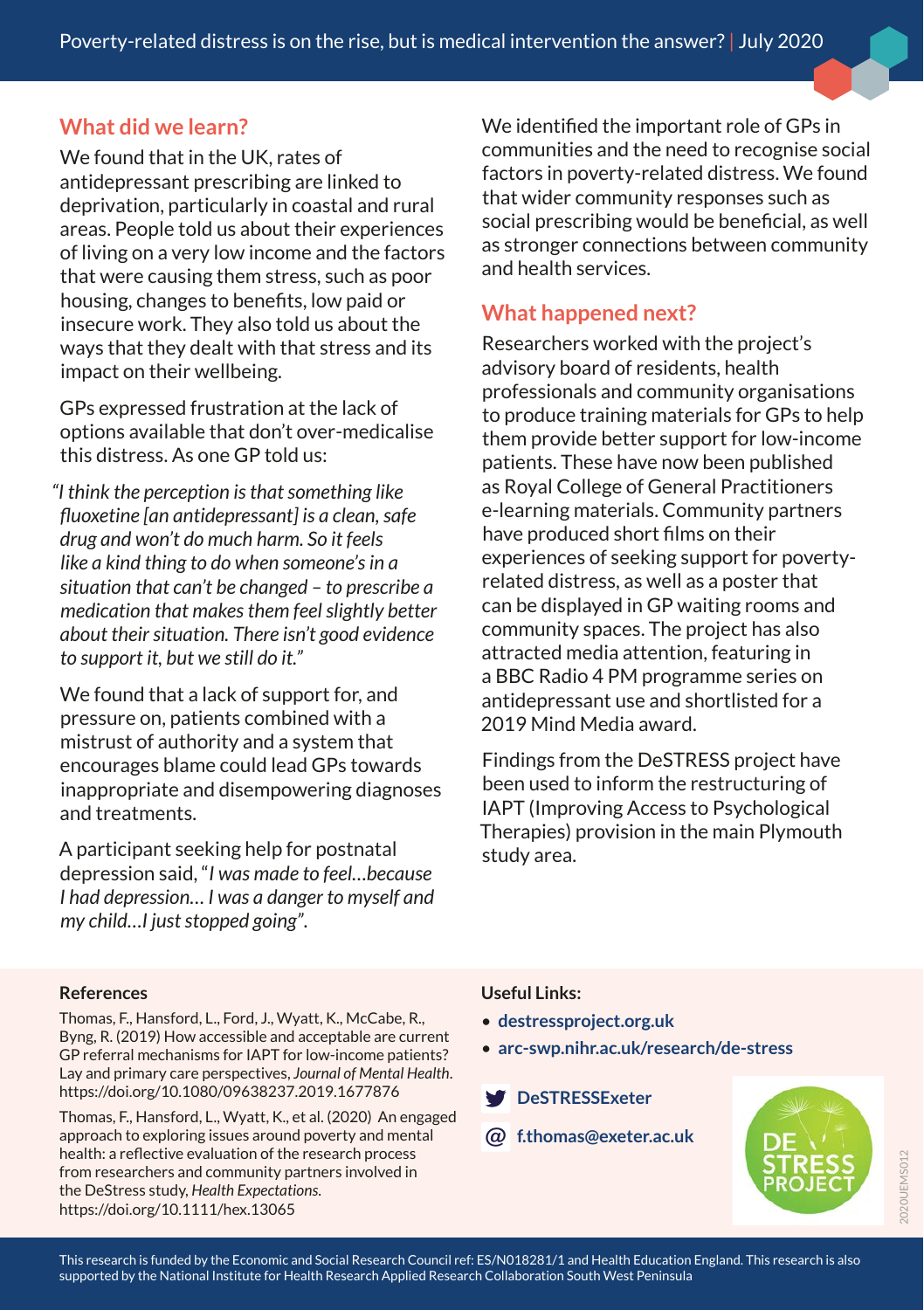## What did we learn?

We found that in the UK, rates of antidepressant prescribing are linked to deprivation, particularly in coastal and rural areas. People told us about their experiences of living on a very low income and the factors that were causing them stress, such as poor housing, changes to benefits, low paid or insecure work. They also told us about the ways that they dealt with that stress and its impact on their wellbeing.

GPs expressed frustration at the lack of options available that don't over-medicalise this distress. As one GP told us:

*"I think the perception is that something like fluoxetine [an antidepressant] is a clean, safe drug and won't do much harm. So it feels like a kind thing to do when someone's in a situation that can't be changed – to prescribe a medication that makes them feel slightly better about their situation. There isn't good evidence to support it, but we still do it."*

We found that a lack of support for, and pressure on, patients combined with a mistrust of authority and a system that encourages blame could lead GPs towards inappropriate and disempowering diagnoses and treatments.

A participant seeking help for postnatal depression said, "*I was made to feel…because I had depression… I was a danger to myself and my child…I just stopped going*".

We identified the important role of GPs in communities and the need to recognise social factors in poverty-related distress. We found that wider community responses such as social prescribing would be beneficial, as well as stronger connections between community and health services.

## What happened next?

Researchers worked with the project's advisory board of residents, health professionals and community organisations to produce training materials for GPs to help them provide better support for low-income patients. These have now been published as Royal College of General Practitioners e-learning materials. Community partners have produced short films on their experiences of seeking support for poverty-related distress, as well as a poster that can be displayed in GP waiting rooms and community spaces. The project has also attracted media attention, featuring in a BBC Radio 4 PM programme series on antidepressant use and shortlisted for a 2019 Mind Media award.

Findings from the DeSTRESS project have been used to inform the restructuring of IAPT (Improving Access to Psychological Therapies) provision in the main Plymouth study area.

### References

Thomas, F., Hansford, L., Ford, J., Wyatt, K., McCabe, R., Byng, R. (2019) How accessible and acceptable are current GP referral mechanisms for IAPT for low-income patients? Lay and primary care perspectives, *Journal of Mental Health*. https://doi.org/10.1080/09638237.2019.1677876

Thomas, F., Hansford, L., Wyatt, K., et al. (2020) An engaged approach to exploring issues around poverty and mental health: a reflective evaluation of the research process from researchers and community partners involved in the DeStress study, *Health Expectations*. https://doi.org/10.1111/hex.13065

### Useful Links:

- **destressproject.org.uk**
- **arc-swp.nihr.ac.uk/research/de-stress**

**DeSTRESSExeter**

**f.thomas@exeter.ac.uk**

DE STRESS PROJECT

2020UEMS012

This research is funded by the Economic and Social Research Council ref: ES/N018281/1 and Health Education England. This research is also supported by the National Institute for Health Research Applied Research Collaboration South West Peninsula